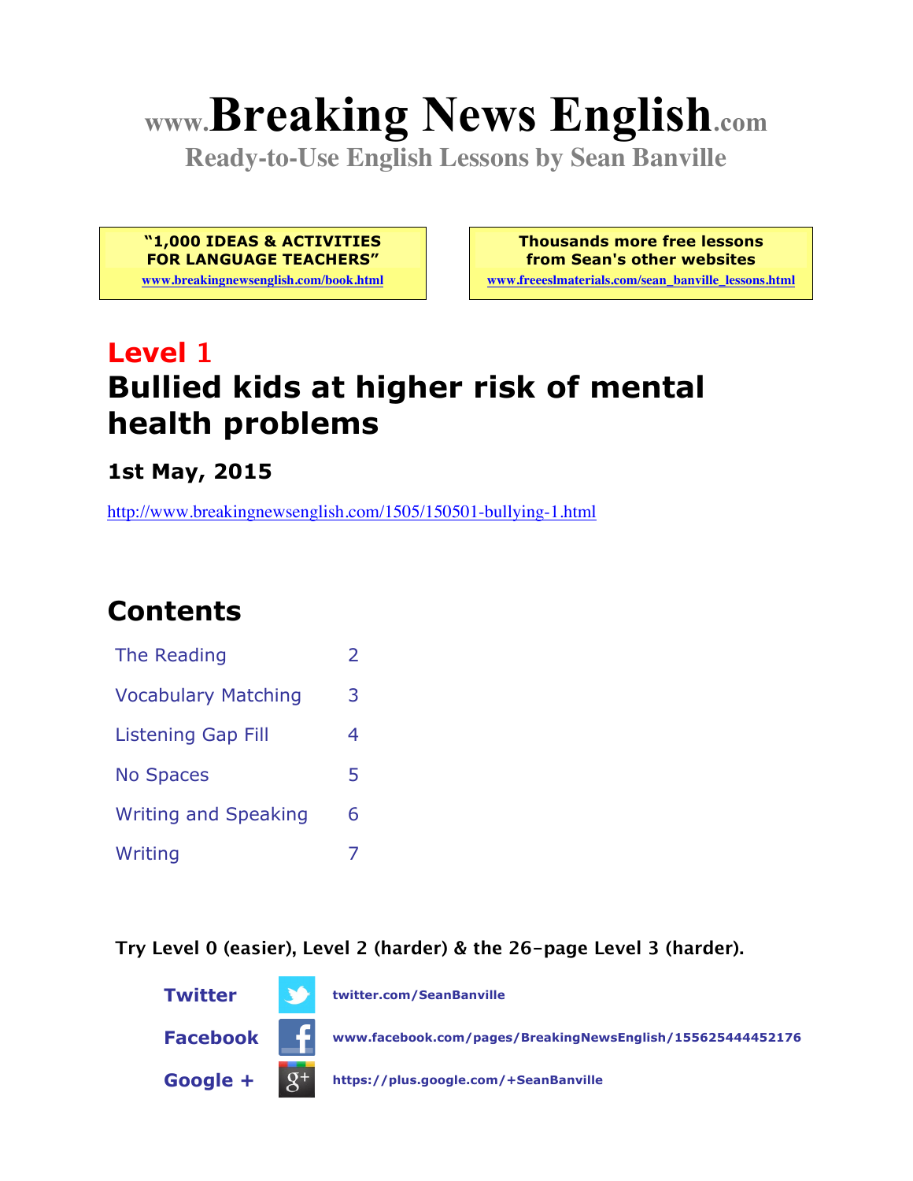# www.Breaking News English.com

**Ready-to-Use English Lessons by Sean Banville**

**"1,000 IDEAS & ACTIVITIES FOR LANGUAGE TEACHERS"**
www.breakingnewsenglish.com/book.html

**Thousands more free lessons from Sean's other websites**
www.freeeslmaterials.com/sean_banville_lessons.html

## Level 1

## Bullied kids at higher risk of mental health problems

**1st May, 2015**

http://www.breakingnewsenglish.com/1505/150501-bullying-1.html

## Contents

| | |
|---|---|
| The Reading | 2 |
| Vocabulary Matching | 3 |
| Listening Gap Fill | 4 |
| No Spaces | 5 |
| Writing and Speaking | 6 |
| Writing | 7 |

**Try Level 0 (easier), Level 2 (harder) & the 26-page Level 3 (harder).**

**Twitter** twitter.com/SeanBanville

**Facebook** www.facebook.com/pages/BreakingNewsEnglish/155625444452176

**Google +** https://plus.google.com/+SeanBanville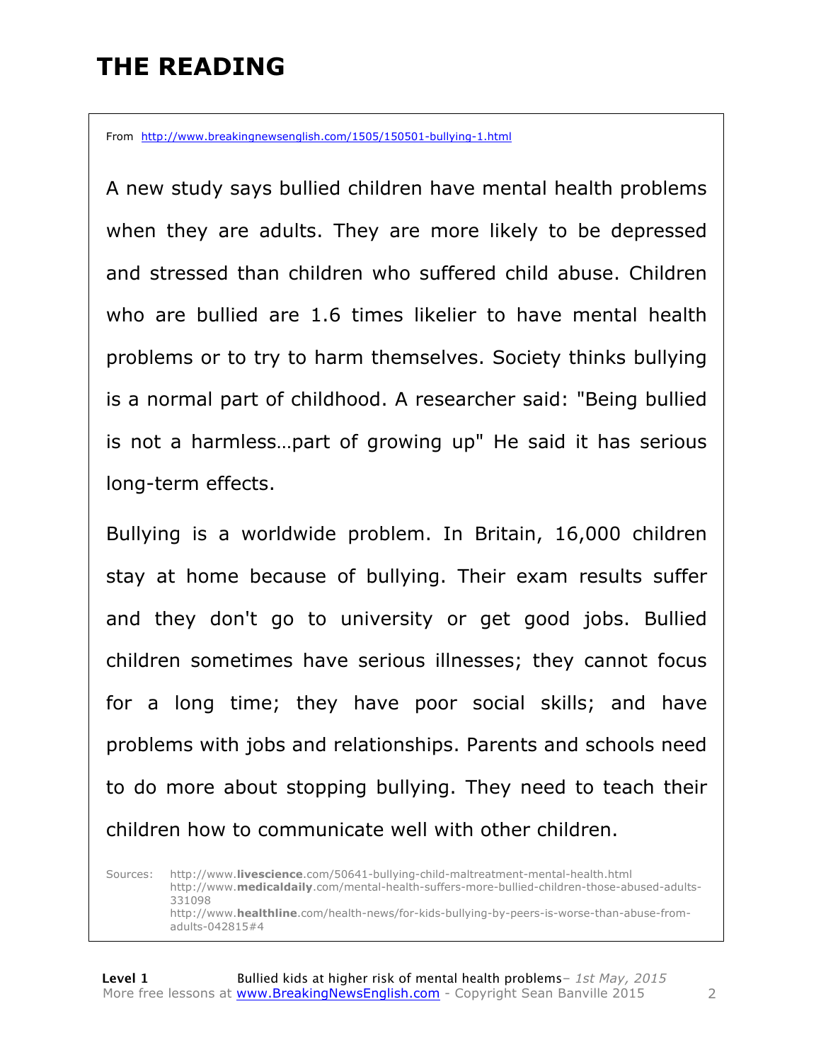# THE READING

From http://www.breakingnewsenglish.com/1505/150501-bullying-1.html

A new study says bullied children have mental health problems when they are adults. They are more likely to be depressed and stressed than children who suffered child abuse. Children who are bullied are 1.6 times likelier to have mental health problems or to try to harm themselves. Society thinks bullying is a normal part of childhood. A researcher said: "Being bullied is not a harmless…part of growing up" He said it has serious long-term effects.

Bullying is a worldwide problem. In Britain, 16,000 children stay at home because of bullying. Their exam results suffer and they don't go to university or get good jobs. Bullied children sometimes have serious illnesses; they cannot focus for a long time; they have poor social skills; and have problems with jobs and relationships. Parents and schools need to do more about stopping bullying. They need to teach their children how to communicate well with other children.

Sources:
http://www.**livescience**.com/50641-bullying-child-maltreatment-mental-health.html
http://www.**medicaldaily**.com/mental-health-suffers-more-bullied-children-those-abused-adults-331098
http://www.**healthline**.com/health-news/for-kids-bullying-by-peers-is-worse-than-abuse-from-adults-042815#4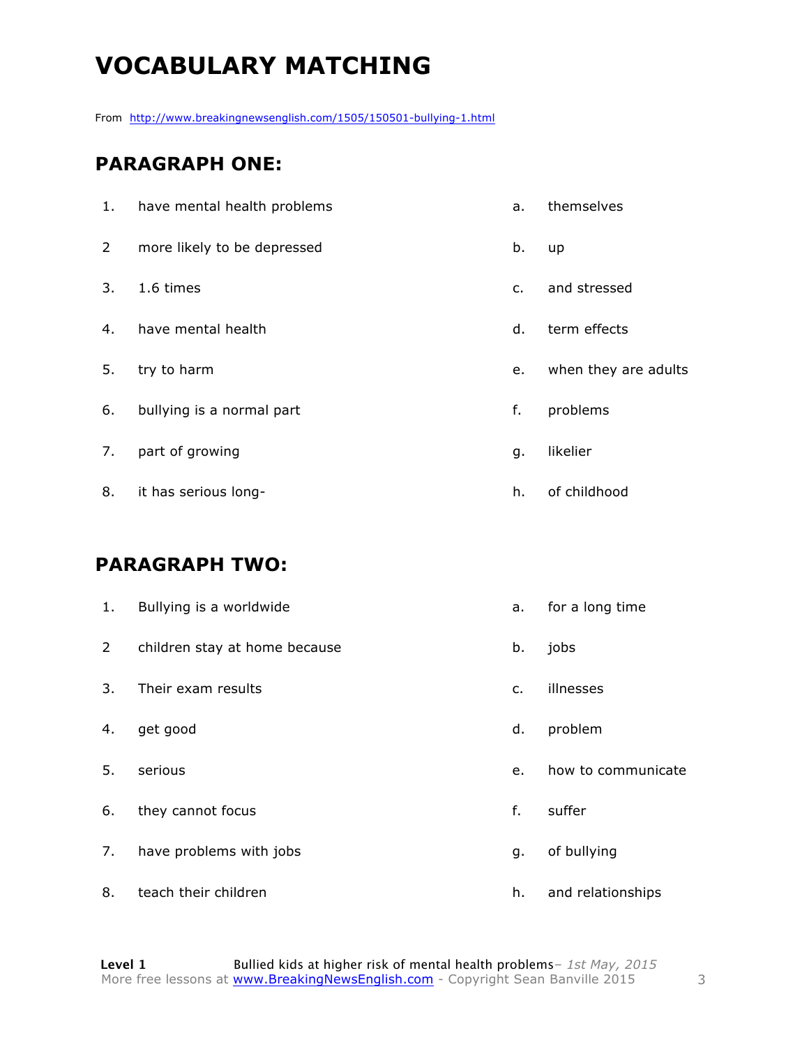# VOCABULARY MATCHING

From http://www.breakingnewsenglish.com/1505/150501-bullying-1.html

## PARAGRAPH ONE:

| | | | |
|---|---|---|---|
| 1. | have mental health problems | a. | themselves |
| 2 | more likely to be depressed | b. | up |
| 3. | 1.6 times | c. | and stressed |
| 4. | have mental health | d. | term effects |
| 5. | try to harm | e. | when they are adults |
| 6. | bullying is a normal part | f. | problems |
| 7. | part of growing | g. | likelier |
| 8. | it has serious long- | h. | of childhood |

## PARAGRAPH TWO:

| | | | |
|---|---|---|---|
| 1. | Bullying is a worldwide | a. | for a long time |
| 2 | children stay at home because | b. | jobs |
| 3. | Their exam results | c. | illnesses |
| 4. | get good | d. | problem |
| 5. | serious | e. | how to communicate |
| 6. | they cannot focus | f. | suffer |
| 7. | have problems with jobs | g. | of bullying |
| 8. | teach their children | h. | and relationships |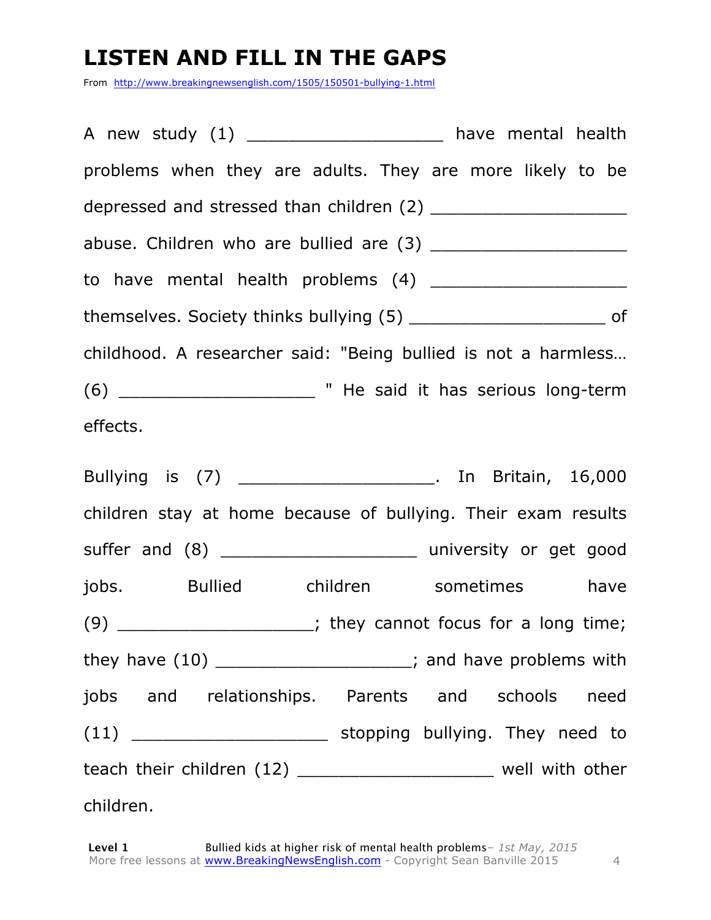# LISTEN AND FILL IN THE GAPS

From http://www.breakingnewsenglish.com/1505/150501-bullying-1.html

A new study (1) ___________________ have mental health problems when they are adults. They are more likely to be depressed and stressed than children (2) ___________________ abuse. Children who are bullied are (3) ___________________ to have mental health problems (4) ___________________ themselves. Society thinks bullying (5) ___________________ of childhood. A researcher said: "Being bullied is not a harmless… (6) ___________________ " He said it has serious long-term effects.

Bullying is (7) ___________________. In Britain, 16,000 children stay at home because of bullying. Their exam results suffer and (8) ___________________ university or get good jobs. Bullied children sometimes have (9) ___________________; they cannot focus for a long time; they have (10) ___________________; and have problems with jobs and relationships. Parents and schools need (11) ___________________ stopping bullying. They need to teach their children (12) ___________________ well with other children.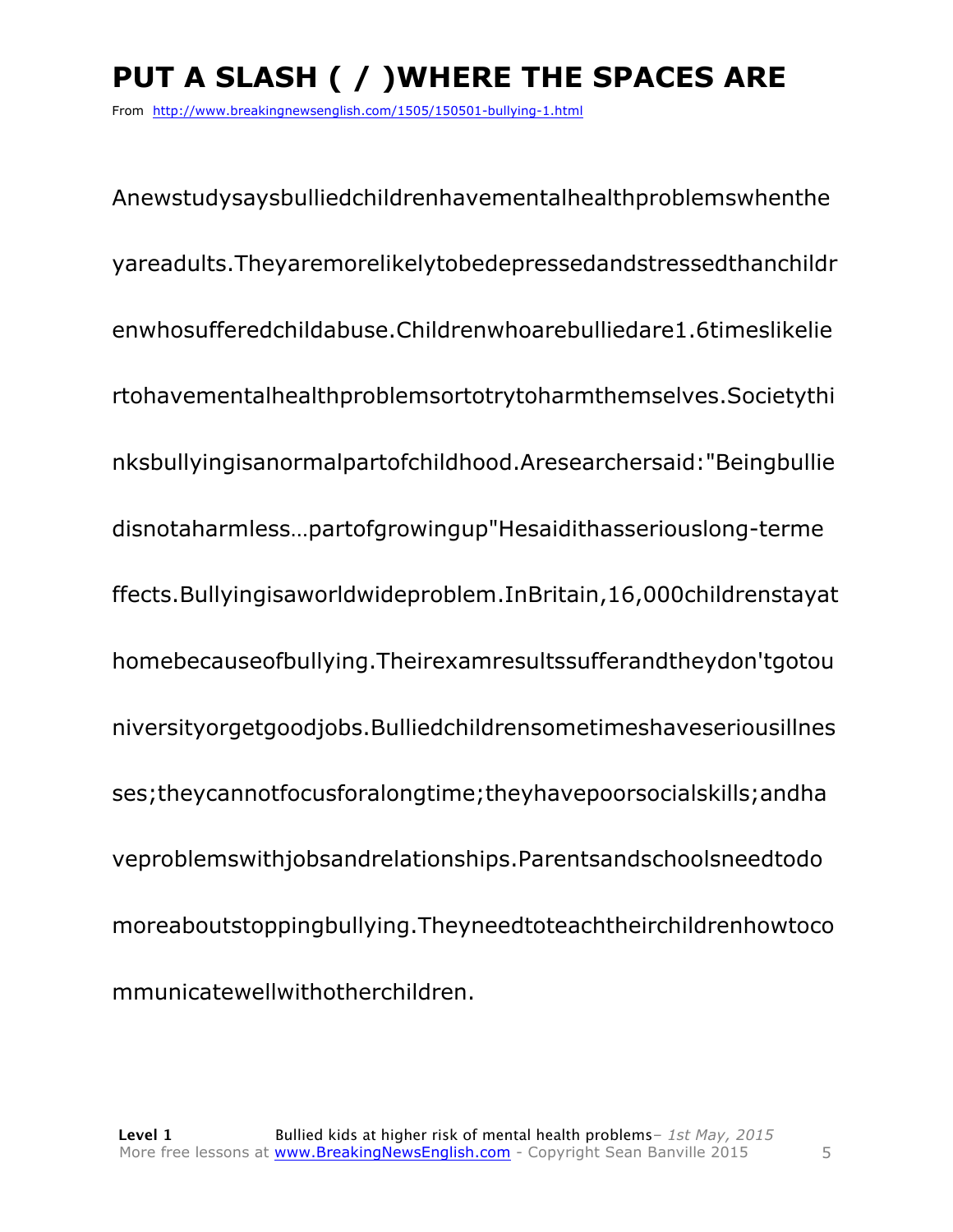# PUT A SLASH ( / )WHERE THE SPACES ARE

From http://www.breakingnewsenglish.com/1505/150501-bullying-1.html

Anewstudysaysbulliedchildrenhavementalhealthproblemswhenthe

yareadults.Theyaremorelikelytobedepressedandstressedthanchildr

enwhosufferedchildabuse.Childrenwhoarebulliedare1.6timeslikelie

rtohavementalhealthproblemsortotrytoharmthemselves.Societythi

nksbullyingisanormalpartofchildhood.Aresearchersaid:"Beingbullie

disnotaharmless…partofgrowingup"Hesaidithasseriouslong-terme

ffects.Bullyingisaworldwideproblem.InBritain,16,000childrenstayat

homebecauseofbullying.Theirexamresultssufferandtheydon'tgotou

niversityorgetgoodjobs.Bulliedchildrensometimeshaveseriousillnes

ses;theycannotfocusforalongtime;theyhavepoorsocialskills;andha

veproblemswithjobsandrelationships.Parentsandschoolsneedtodo

moreaboutstoppingbullying.Theyneedtoteachtheirchildrenhowtoco

mmunicatewellwithotherchildren.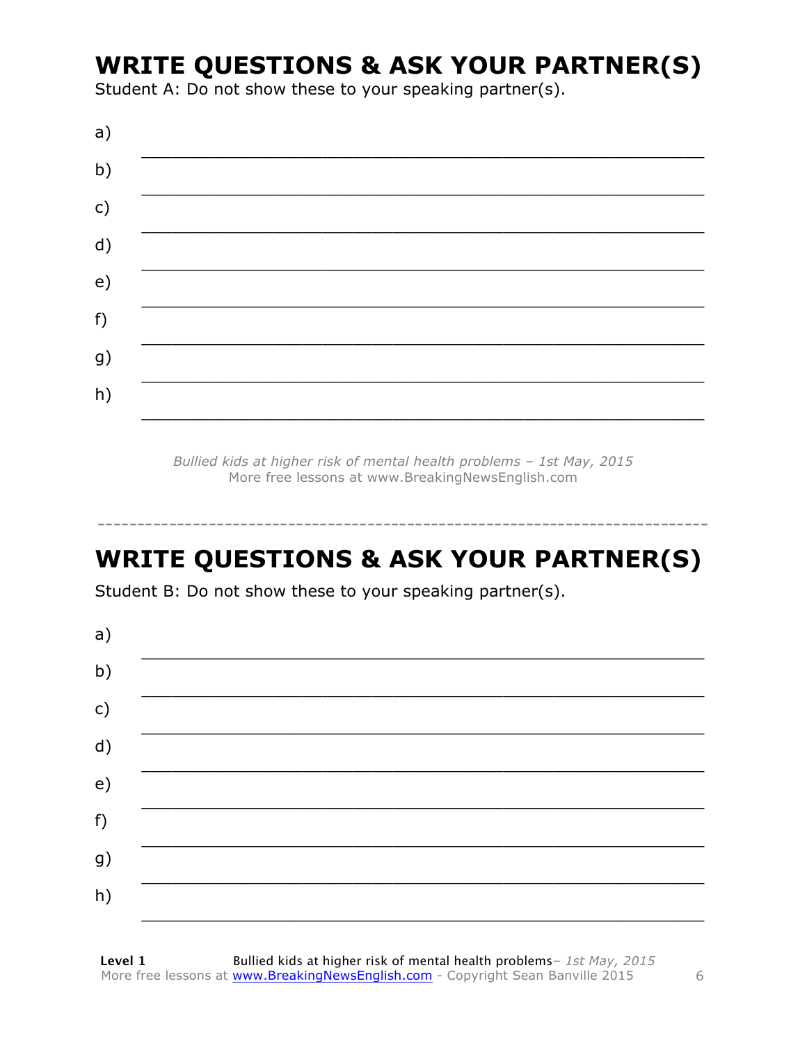## WRITE QUESTIONS & ASK YOUR PARTNER(S)

Student A: Do not show these to your speaking partner(s).

a) ___________________________________________________________

b) ___________________________________________________________

c) ___________________________________________________________

d) ___________________________________________________________

e) ___________________________________________________________

f) ___________________________________________________________

g) ___________________________________________________________

h) ___________________________________________________________

*Bullied kids at higher risk of mental health problems – 1st May, 2015*
More free lessons at www.BreakingNewsEnglish.com

---

## WRITE QUESTIONS & ASK YOUR PARTNER(S)

Student B: Do not show these to your speaking partner(s).

a) ___________________________________________________________

b) ___________________________________________________________

c) ___________________________________________________________

d) ___________________________________________________________

e) ___________________________________________________________

f) ___________________________________________________________

g) ___________________________________________________________

h) ___________________________________________________________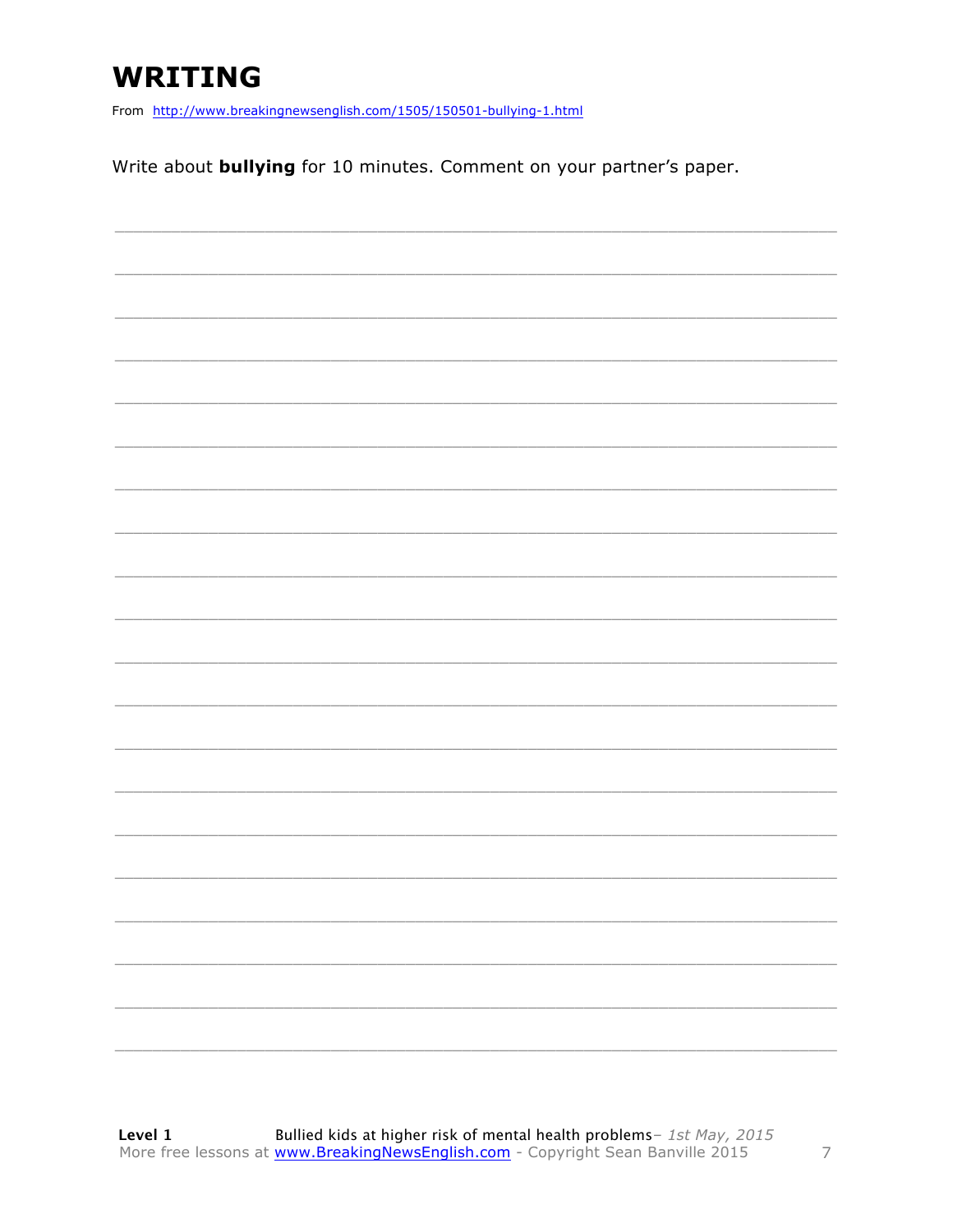# WRITING

From http://www.breakingnewsenglish.com/1505/150501-bullying-1.html

Write about **bullying** for 10 minutes. Comment on your partner's paper.

___________________________________________________________________________

___________________________________________________________________________

___________________________________________________________________________

___________________________________________________________________________

___________________________________________________________________________

___________________________________________________________________________

___________________________________________________________________________

___________________________________________________________________________

___________________________________________________________________________

___________________________________________________________________________

___________________________________________________________________________

___________________________________________________________________________

___________________________________________________________________________

___________________________________________________________________________

___________________________________________________________________________

___________________________________________________________________________

___________________________________________________________________________

___________________________________________________________________________

___________________________________________________________________________

___________________________________________________________________________